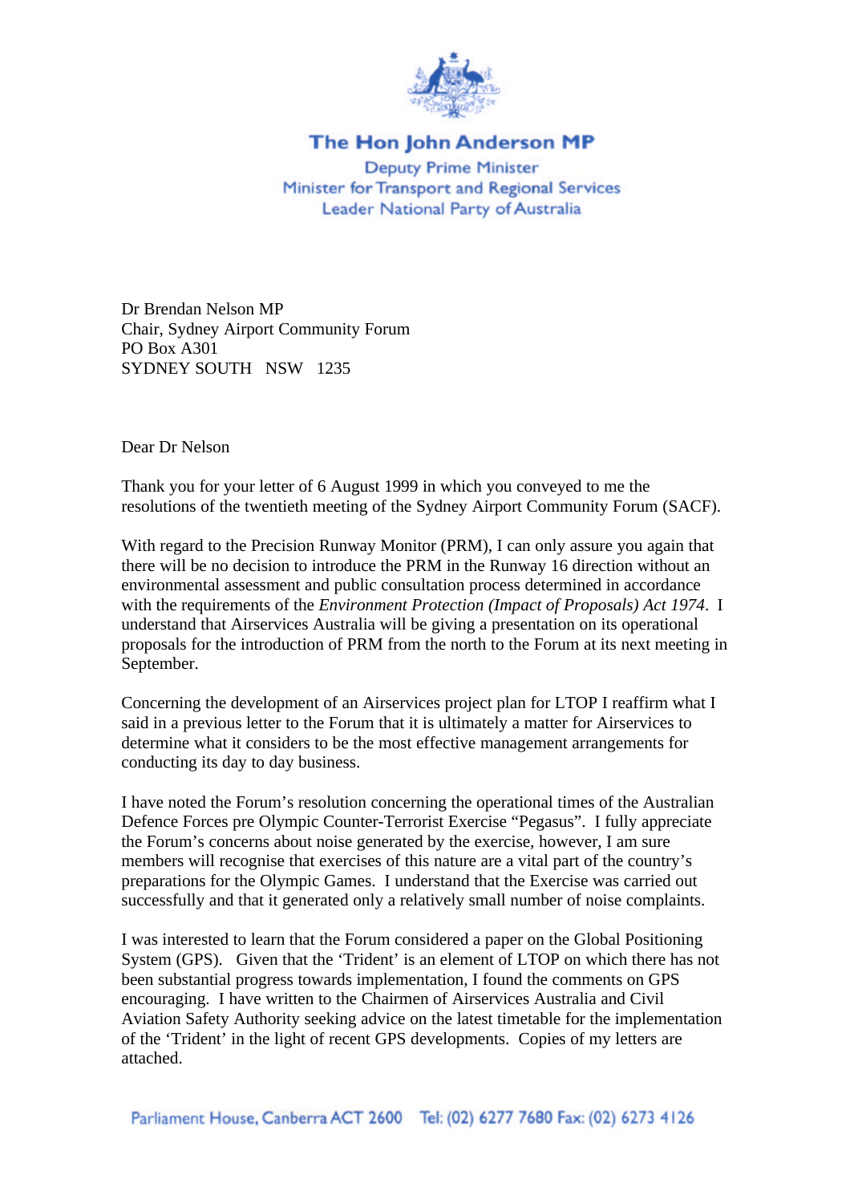**The Hon John Anderson MP**

Deputy Prime Minister
Minister for Transport and Regional Services
Leader National Party of Australia

Dr Brendan Nelson MP
Chair, Sydney Airport Community Forum
PO Box A301
SYDNEY SOUTH NSW 1235

Dear Dr Nelson

Thank you for your letter of 6 August 1999 in which you conveyed to me the resolutions of the twentieth meeting of the Sydney Airport Community Forum (SACF).

With regard to the Precision Runway Monitor (PRM), I can only assure you again that there will be no decision to introduce the PRM in the Runway 16 direction without an environmental assessment and public consultation process determined in accordance with the requirements of the *Environment Protection (Impact of Proposals) Act 1974*. I understand that Airservices Australia will be giving a presentation on its operational proposals for the introduction of PRM from the north to the Forum at its next meeting in September.

Concerning the development of an Airservices project plan for LTOP I reaffirm what I said in a previous letter to the Forum that it is ultimately a matter for Airservices to determine what it considers to be the most effective management arrangements for conducting its day to day business.

I have noted the Forum's resolution concerning the operational times of the Australian Defence Forces pre Olympic Counter-Terrorist Exercise "Pegasus". I fully appreciate the Forum's concerns about noise generated by the exercise, however, I am sure members will recognise that exercises of this nature are a vital part of the country's preparations for the Olympic Games. I understand that the Exercise was carried out successfully and that it generated only a relatively small number of noise complaints.

I was interested to learn that the Forum considered a paper on the Global Positioning System (GPS). Given that the 'Trident' is an element of LTOP on which there has not been substantial progress towards implementation, I found the comments on GPS encouraging. I have written to the Chairmen of Airservices Australia and Civil Aviation Safety Authority seeking advice on the latest timetable for the implementation of the 'Trident' in the light of recent GPS developments. Copies of my letters are attached.

Parliament House, Canberra ACT 2600 Tel: (02) 6277 7680 Fax: (02) 6273 4126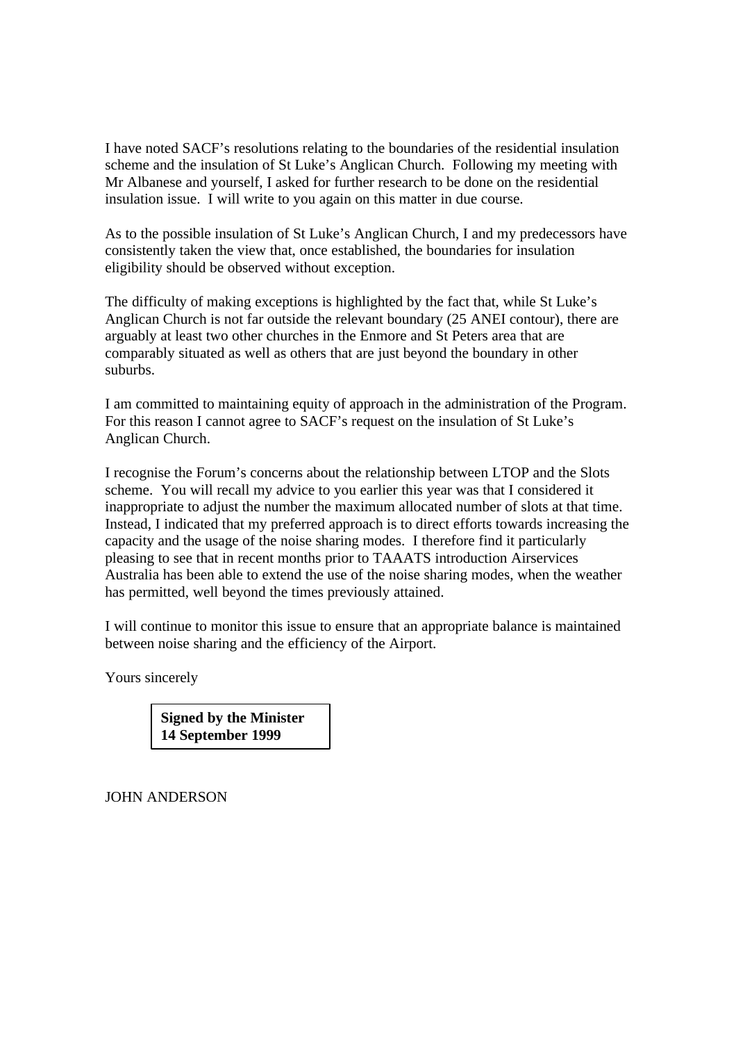I have noted SACF's resolutions relating to the boundaries of the residential insulation scheme and the insulation of St Luke's Anglican Church. Following my meeting with Mr Albanese and yourself, I asked for further research to be done on the residential insulation issue. I will write to you again on this matter in due course.

As to the possible insulation of St Luke's Anglican Church, I and my predecessors have consistently taken the view that, once established, the boundaries for insulation eligibility should be observed without exception.

The difficulty of making exceptions is highlighted by the fact that, while St Luke's Anglican Church is not far outside the relevant boundary (25 ANEI contour), there are arguably at least two other churches in the Enmore and St Peters area that are comparably situated as well as others that are just beyond the boundary in other suburbs.

I am committed to maintaining equity of approach in the administration of the Program. For this reason I cannot agree to SACF's request on the insulation of St Luke's Anglican Church.

I recognise the Forum's concerns about the relationship between LTOP and the Slots scheme. You will recall my advice to you earlier this year was that I considered it inappropriate to adjust the number the maximum allocated number of slots at that time. Instead, I indicated that my preferred approach is to direct efforts towards increasing the capacity and the usage of the noise sharing modes. I therefore find it particularly pleasing to see that in recent months prior to TAAATS introduction Airservices Australia has been able to extend the use of the noise sharing modes, when the weather has permitted, well beyond the times previously attained.

I will continue to monitor this issue to ensure that an appropriate balance is maintained between noise sharing and the efficiency of the Airport.

Yours sincerely

**Signed by the Minister**
**14 September 1999**

JOHN ANDERSON